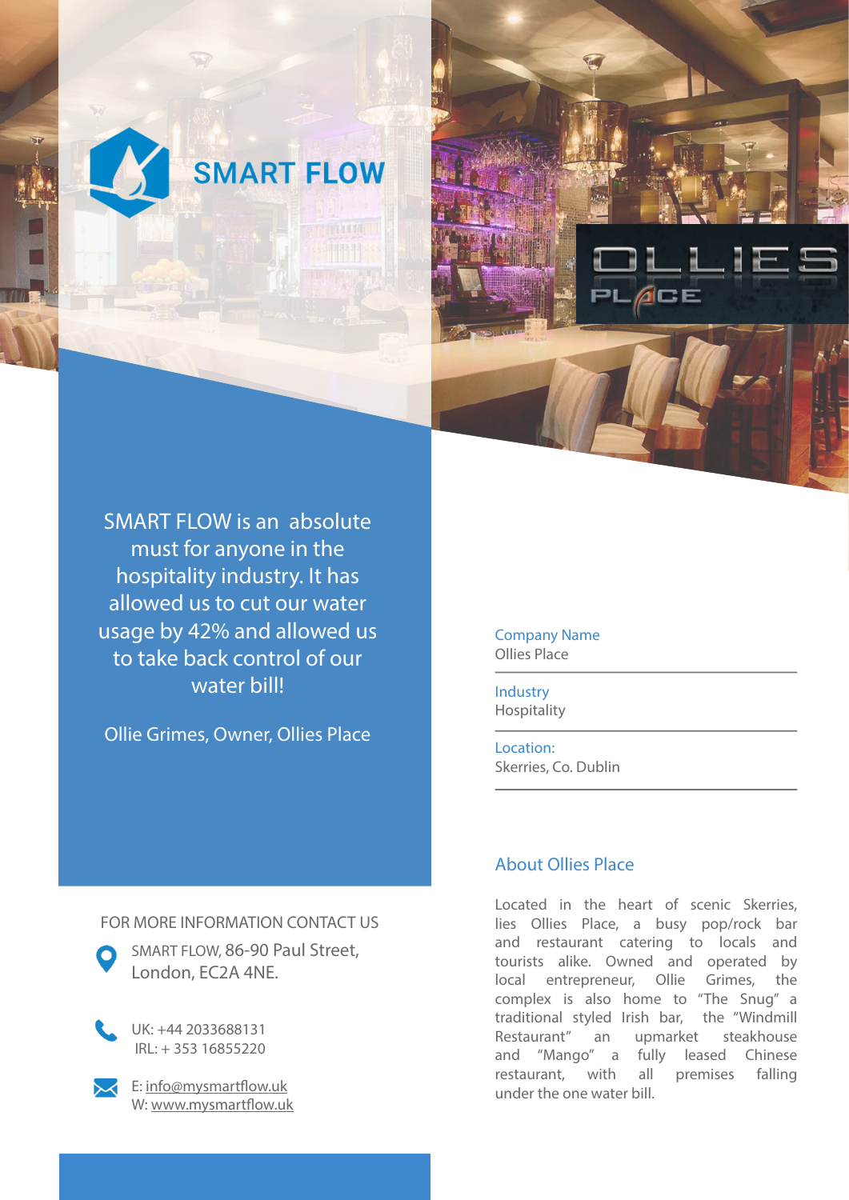# SMART FLOW

OLLIES PLACE

> SMART FLOW is an absolute must for anyone in the hospitality industry. It has allowed us to cut our water usage by 42% and allowed us to take back control of our water bill!
>
> Ollie Grimes, Owner, Ollies Place

**Company Name**
Ollies Place

**Industry**
Hospitality

**Location:**
Skerries, Co. Dublin

## About Ollies Place

Located in the heart of scenic Skerries, lies Ollies Place, a busy pop/rock bar and restaurant catering to locals and tourists alike. Owned and operated by local entrepreneur, Ollie Grimes, the complex is also home to "The Snug" a traditional styled Irish bar, the "Windmill Restaurant" an upmarket steakhouse and "Mango" a fully leased Chinese restaurant, with all premises falling under the one water bill.

FOR MORE INFORMATION CONTACT US

SMART FLOW, 86-90 Paul Street,
London, EC2A 4NE.

UK: +44 2033688131
IRL: + 353 16855220

E: info@mysmartflow.uk
W: www.mysmartflow.uk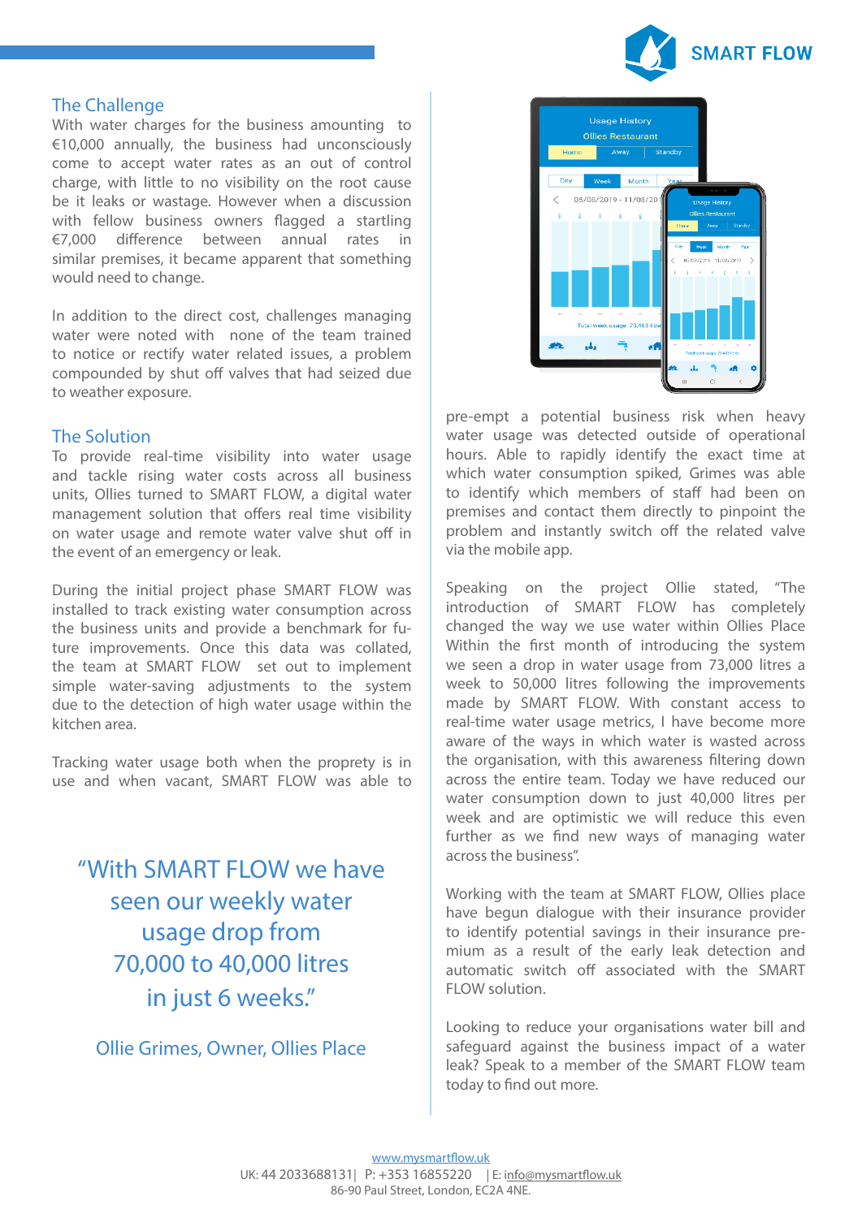## The Challenge

With water charges for the business amounting to €10,000 annually, the business had unconsciously come to accept water rates as an out of control charge, with little to no visibility on the root cause be it leaks or wastage. However when a discussion with fellow business owners flagged a startling €7,000 difference between annual rates in similar premises, it became apparent that something would need to change.

In addition to the direct cost, challenges managing water were noted with none of the team trained to notice or rectify water related issues, a problem compounded by shut off valves that had seized due to weather exposure.

## The Solution

To provide real-time visibility into water usage and tackle rising water costs across all business units, Ollies turned to SMART FLOW, a digital water management solution that offers real time visibility on water usage and remote water valve shut off in the event of an emergency or leak.

During the initial project phase SMART FLOW was installed to track existing water consumption across the business units and provide a benchmark for future improvements. Once this data was collated, the team at SMART FLOW set out to implement simple water-saving adjustments to the system due to the detection of high water usage within the kitchen area.

Tracking water usage both when the proprety is in use and when vacant, SMART FLOW was able to pre-empt a potential business risk when heavy water usage was detected outside of operational hours. Able to rapidly identify the exact time at which water consumption spiked, Grimes was able to identify which members of staff had been on premises and contact them directly to pinpoint the problem and instantly switch off the related valve via the mobile app.

> "With SMART FLOW we have seen our weekly water usage drop from 70,000 to 40,000 litres in just 6 weeks."
>
> Ollie Grimes, Owner, Ollies Place

Speaking on the project Ollie stated, "The introduction of SMART FLOW has completely changed the way we use water within Ollies Place Within the first month of introducing the system we seen a drop in water usage from 73,000 litres a week to 50,000 litres following the improvements made by SMART FLOW. With constant access to real-time water usage metrics, I have become more aware of the ways in which water is wasted across the organisation, with this awareness filtering down across the entire team. Today we have reduced our water consumption down to just 40,000 litres per week and are optimistic we will reduce this even further as we find new ways of managing water across the business".

Working with the team at SMART FLOW, Ollies place have begun dialogue with their insurance provider to identify potential savings in their insurance premium as a result of the early leak detection and automatic switch off associated with the SMART FLOW solution.

Looking to reduce your organisations water bill and safeguard against the business impact of a water leak? Speak to a member of the SMART FLOW team today to find out more.

www.mysmartflow.uk
UK: 44 2033688131| P: +353 16855220 | E: info@mysmartflow.uk
86-90 Paul Street, London, EC2A 4NE.